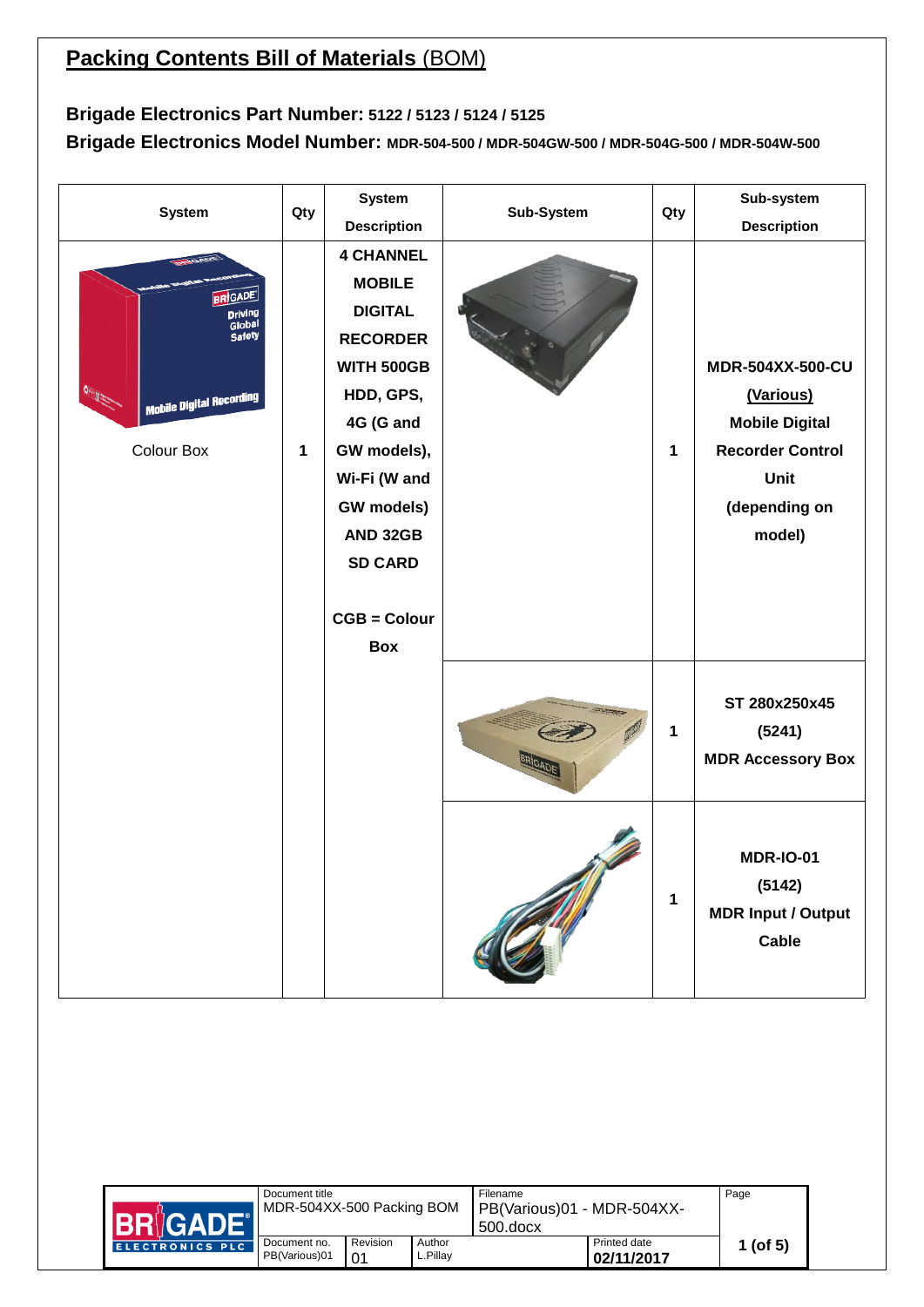# Packing Contents Bill of Materials (BOM)

**Brigade Electronics Part Number: 5122 / 5123 / 5124 / 5125**

**Brigade Electronics Model Number: MDR-504-500 / MDR-504GW-500 / MDR-504G-500 / MDR-504W-500**

| System | Qty | System Description | Sub-System | Qty | Sub-system Description |
|---|---|---|---|---|---|
| Colour Box | 1 | **4 CHANNEL MOBILE DIGITAL RECORDER WITH 500GB HDD, GPS, 4G (G and GW models), Wi-Fi (W and GW models) AND 32GB SD CARD**<br><br>**CGB = Colour Box** | | 1 | **MDR-504XX-500-CU (Various) Mobile Digital Recorder Control Unit (depending on model)** |
| | | | | 1 | **ST 280x250x45 (5241) MDR Accessory Box** |
| | | | | 1 | **MDR-IO-01 (5142) MDR Input / Output Cable** |

| Document title | | | Filename | | Page |
|---|---|---|---|---|---|
| MDR-504XX-500 Packing BOM | | | PB(Various)01 - MDR-504XX-500.docx | | 1 (of 5) |
| Document no. | Revision | Author | | Printed date | |
| PB(Various)01 | 01 | L.Pillay | | 02/11/2017 | |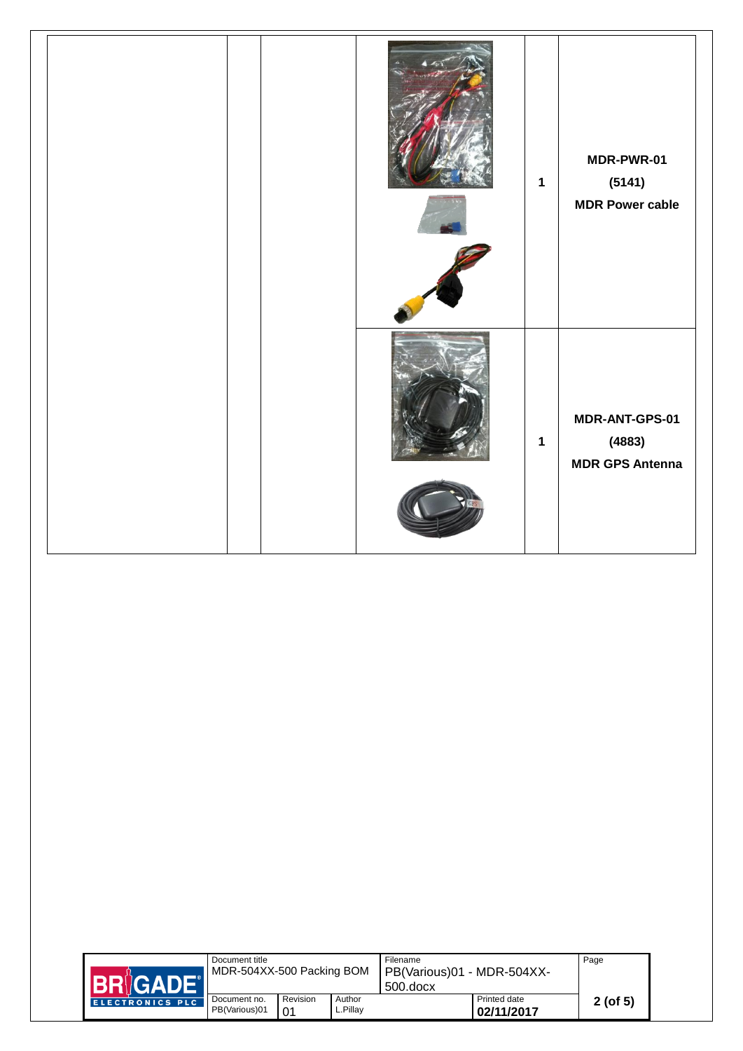| | | | | | |
|---|---|---|---|---|---|
| | | | | 1 | **MDR-PWR-01**<br>**(5141)**<br>**MDR Power cable** |
| | | | | 1 | **MDR-ANT-GPS-01**<br>**(4883)**<br>**MDR GPS Antenna** |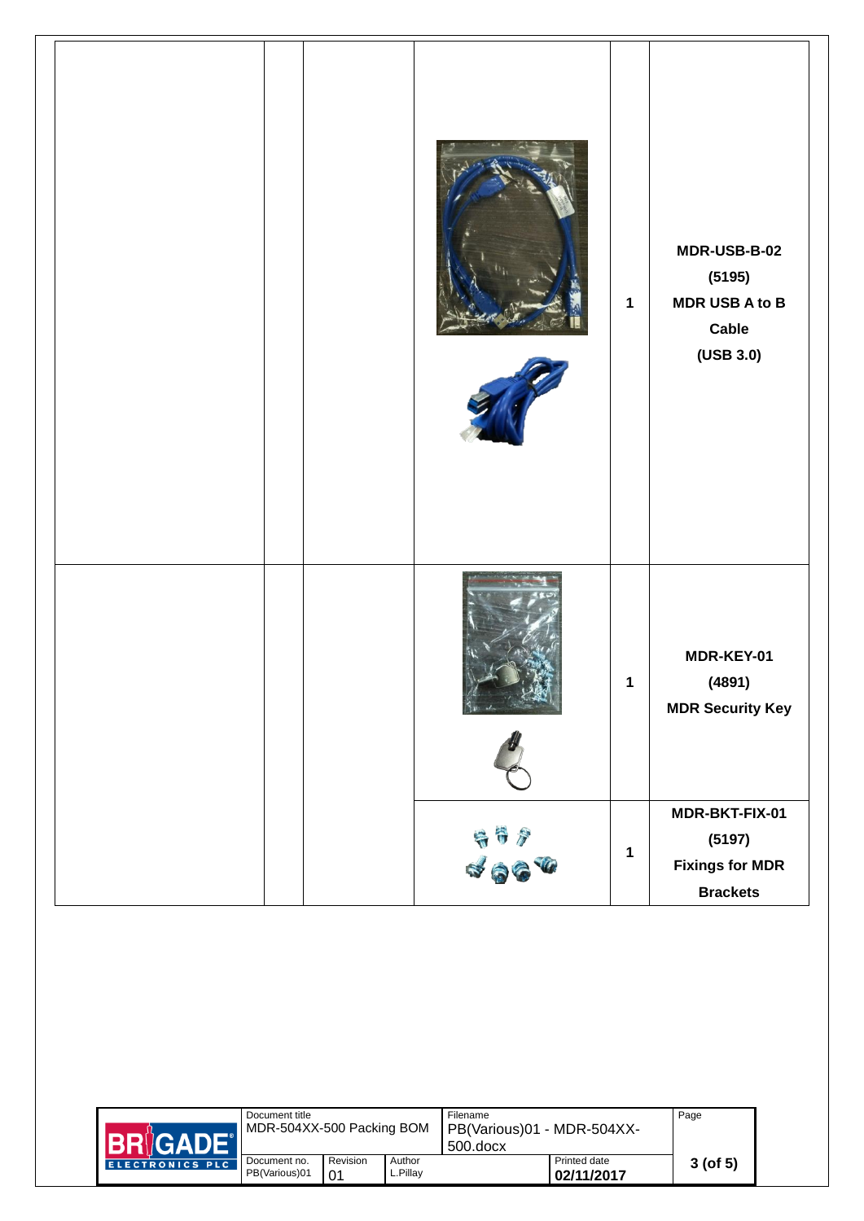| | | | | | |
|---|---|---|---|---|---|
| | | | | 1 | **MDR-USB-B-02 (5195) MDR USB A to B Cable (USB 3.0)** |
| | | | | 1 | **MDR-KEY-01 (4891) MDR Security Key** |
| | | | | 1 | **MDR-BKT-FIX-01 (5197) Fixings for MDR Brackets** |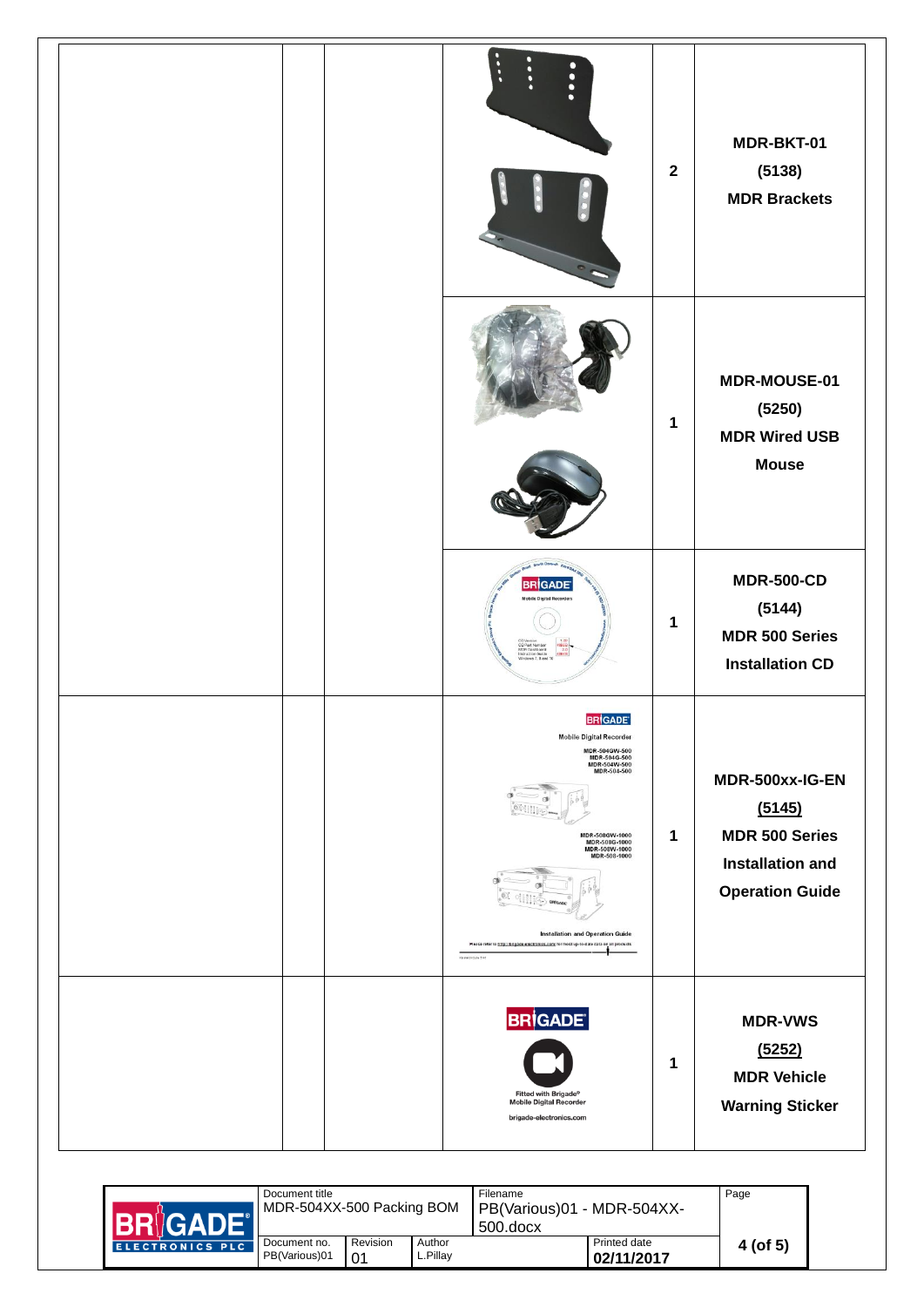| | | | | | |
|---|---|---|---|---|---|
| | | | | 2 | **MDR-BKT-01 (5138) MDR Brackets** |
| | | | | 1 | **MDR-MOUSE-01 (5250) MDR Wired USB Mouse** |
| | | | | 1 | **MDR-500-CD (5144) MDR 500 Series Installation CD** |
| | | | | 1 | **MDR-500xx-IG-EN (5145) MDR 500 Series Installation and Operation Guide** |
| | | | | 1 | **MDR-VWS (5252) MDR Vehicle Warning Sticker** |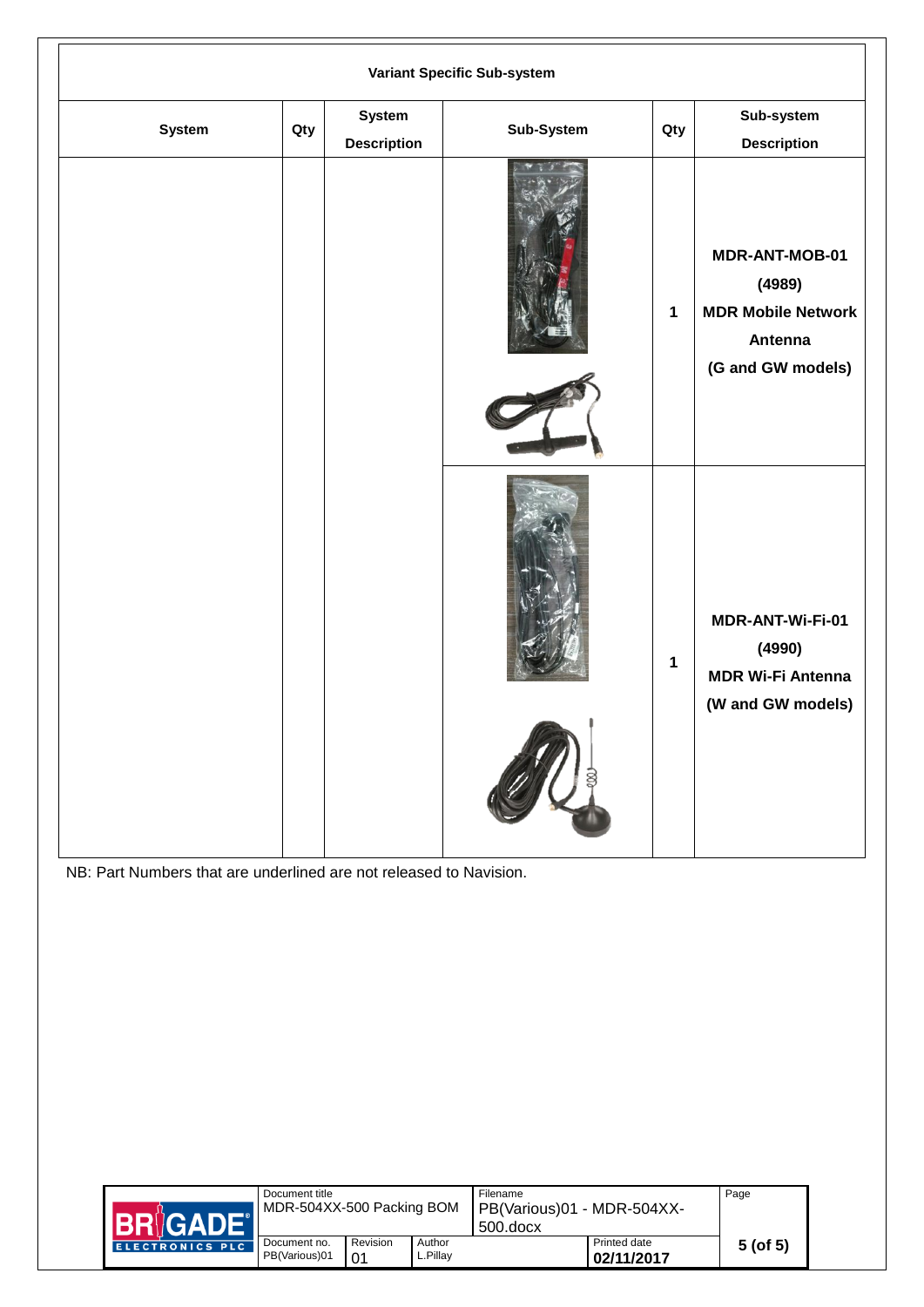| Variant Specific Sub-system | | | | | |
|---|---|---|---|---|---|
| **System** | **Qty** | **System Description** | **Sub-System** | **Qty** | **Sub-system Description** |
| | | | | **1** | **MDR-ANT-MOB-01 (4989) MDR Mobile Network Antenna (G and GW models)** |
| | | | | **1** | **MDR-ANT-Wi-Fi-01 (4990) MDR Wi-Fi Antenna (W and GW models)** |

NB: Part Numbers that are underlined are not released to Navision.

| Document title | | | Filename | | Page |
|---|---|---|---|---|---|
| MDR-504XX-500 Packing BOM | | | PB(Various)01 - MDR-504XX-500.docx | | |
| Document no. PB(Various)01 | Revision 01 | Author L.Pillay | | Printed date **02/11/2017** | **5 (of 5)** |